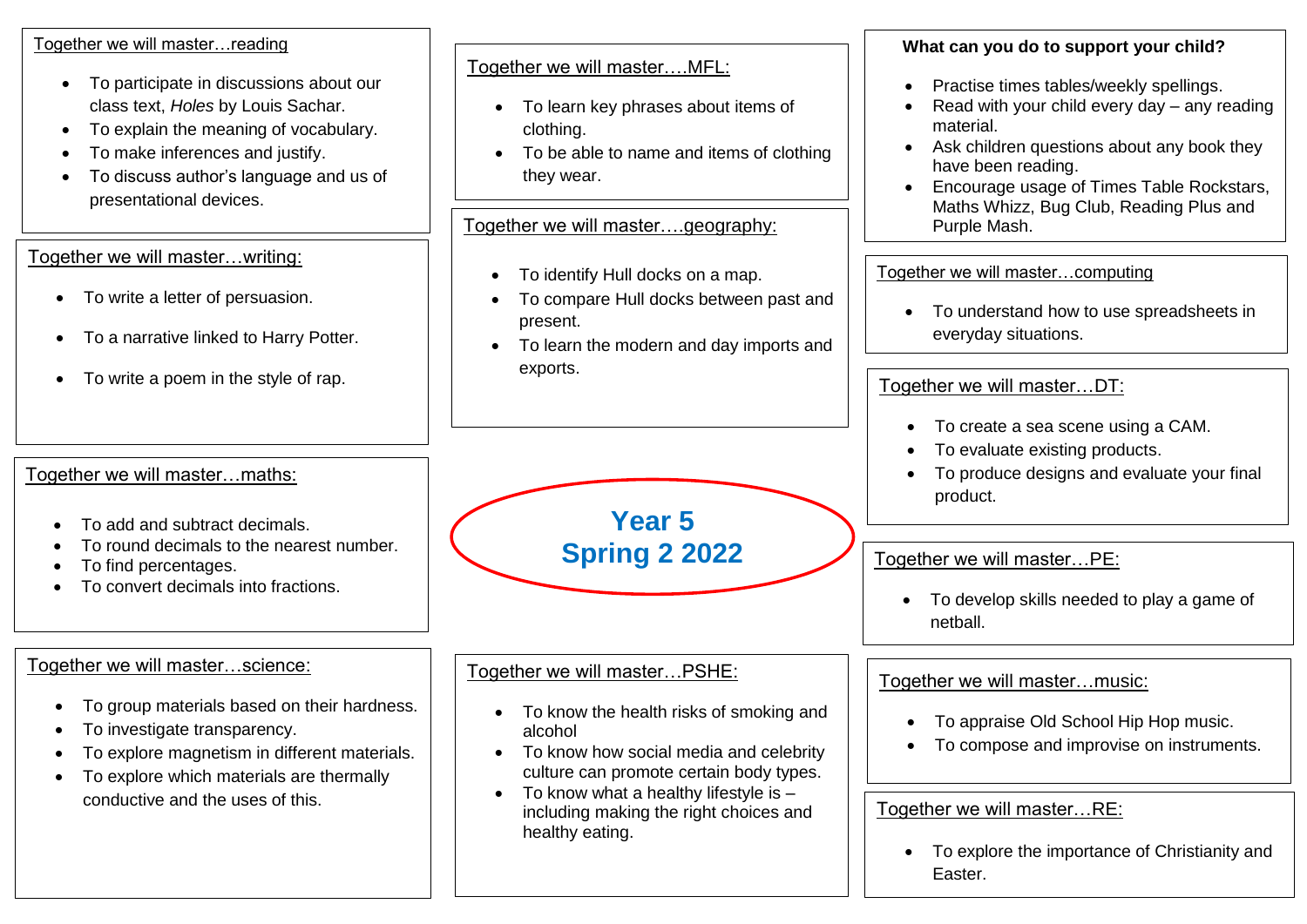# Year 5
# Spring 2 2022

## Together we will master…reading

- To participate in discussions about our class text, *Holes* by Louis Sachar.
- To explain the meaning of vocabulary.
- To make inferences and justify.
- To discuss author's language and us of presentational devices.

## Together we will master…writing:

- To write a letter of persuasion.
- To a narrative linked to Harry Potter.
- To write a poem in the style of rap.

## Together we will master…maths:

- To add and subtract decimals.
- To round decimals to the nearest number.
- To find percentages.
- To convert decimals into fractions.

## Together we will master…science:

- To group materials based on their hardness.
- To investigate transparency.
- To explore magnetism in different materials.
- To explore which materials are thermally conductive and the uses of this.

## Together we will master….MFL:

- To learn key phrases about items of clothing.
- To be able to name and items of clothing they wear.

## Together we will master….geography:

- To identify Hull docks on a map.
- To compare Hull docks between past and present.
- To learn the modern and day imports and exports.

## Together we will master…PSHE:

- To know the health risks of smoking and alcohol
- To know how social media and celebrity culture can promote certain body types.
- To know what a healthy lifestyle is – including making the right choices and healthy eating.

## What can you do to support your child?

- Practise times tables/weekly spellings.
- Read with your child every day – any reading material.
- Ask children questions about any book they have been reading.
- Encourage usage of Times Table Rockstars, Maths Whizz, Bug Club, Reading Plus and Purple Mash.

## Together we will master…computing

- To understand how to use spreadsheets in everyday situations.

## Together we will master…DT:

- To create a sea scene using a CAM.
- To evaluate existing products.
- To produce designs and evaluate your final product.

## Together we will master…PE:

- To develop skills needed to play a game of netball.

## Together we will master…music:

- To appraise Old School Hip Hop music.
- To compose and improvise on instruments.

## Together we will master…RE:

- To explore the importance of Christianity and Easter.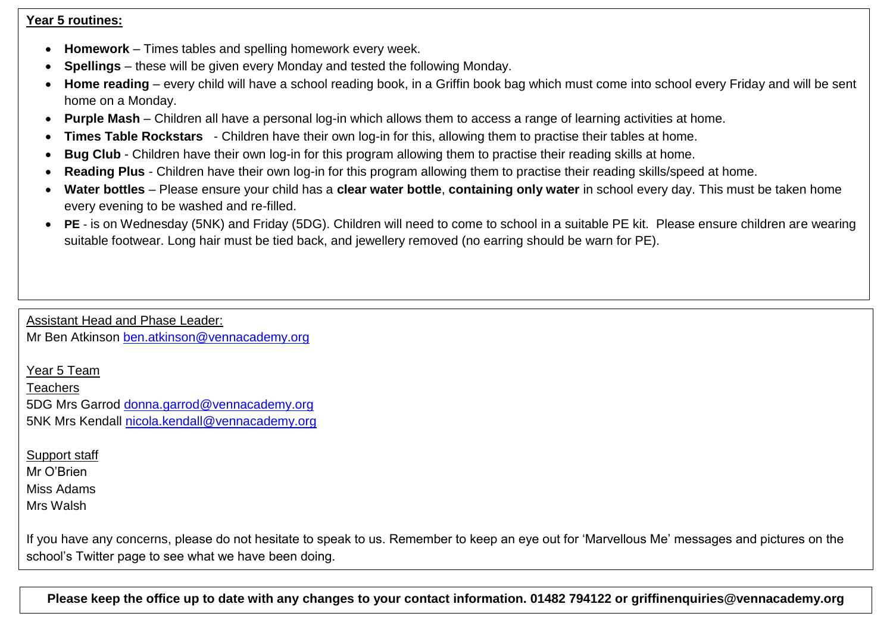**Year 5 routines:**

- **Homework** – Times tables and spelling homework every week.
- **Spellings** – these will be given every Monday and tested the following Monday.
- **Home reading** – every child will have a school reading book, in a Griffin book bag which must come into school every Friday and will be sent home on a Monday.
- **Purple Mash** – Children all have a personal log-in which allows them to access a range of learning activities at home.
- **Times Table Rockstars** - Children have their own log-in for this, allowing them to practise their tables at home.
- **Bug Club** - Children have their own log-in for this program allowing them to practise their reading skills at home.
- **Reading Plus** - Children have their own log-in for this program allowing them to practise their reading skills/speed at home.
- **Water bottles** – Please ensure your child has a **clear water bottle**, **containing only water** in school every day. This must be taken home every evening to be washed and re-filled.
- **PE** - is on Wednesday (5NK) and Friday (5DG). Children will need to come to school in a suitable PE kit. Please ensure children are wearing suitable footwear. Long hair must be tied back, and jewellery removed (no earring should be warn for PE).

Assistant Head and Phase Leader:
Mr Ben Atkinson ben.atkinson@vennacademy.org

Year 5 Team
Teachers
5DG Mrs Garrod donna.garrod@vennacademy.org
5NK Mrs Kendall nicola.kendall@vennacademy.org

Support staff
Mr O'Brien
Miss Adams
Mrs Walsh

If you have any concerns, please do not hesitate to speak to us. Remember to keep an eye out for 'Marvellous Me' messages and pictures on the school's Twitter page to see what we have been doing.

**Please keep the office up to date with any changes to your contact information. 01482 794122 or griffinenquiries@vennacademy.org**